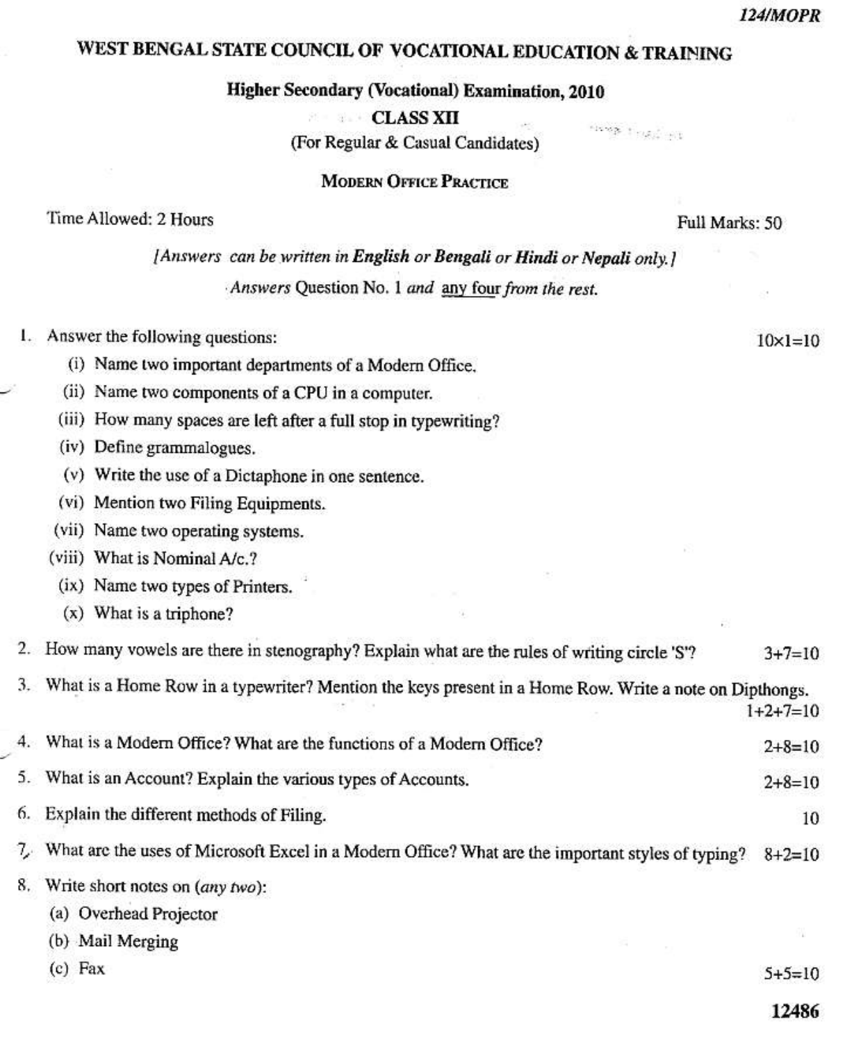124/MOPR

# WEST BENGAL STATE COUNCIL OF VOCATIONAL EDUCATION & TRAINING

## Higher Secondary (Vocational) Examination, 2010

**CLASS XII**

(For Regular & Casual Candidates)

## MODERN OFFICE PRACTICE

Time Allowed: 2 Hours — Full Marks: 50

*[Answers can be written in **English** or **Bengali** or **Hindi** or **Nepali** only.]*

*Answers* Question No. 1 *and* any four *from the rest.*

1. Answer the following questions: 10×1=10
   - (i) Name two important departments of a Modern Office.
   - (ii) Name two components of a CPU in a computer.
   - (iii) How many spaces are left after a full stop in typewriting?
   - (iv) Define grammalogues.
   - (v) Write the use of a Dictaphone in one sentence.
   - (vi) Mention two Filing Equipments.
   - (vii) Name two operating systems.
   - (viii) What is Nominal A/c.?
   - (ix) Name two types of Printers.
   - (x) What is a triphone?

2. How many vowels are there in stenography? Explain what are the rules of writing circle 'S'? 3+7=10

3. What is a Home Row in a typewriter? Mention the keys present in a Home Row. Write a note on Dipthongs. 1+2+7=10

4. What is a Modern Office? What are the functions of a Modern Office? 2+8=10

5. What is an Account? Explain the various types of Accounts. 2+8=10

6. Explain the different methods of Filing. 10

7. What are the uses of Microsoft Excel in a Modern Office? What are the important styles of typing? 8+2=10

8. Write short notes on (*any two*):
   - (a) Overhead Projector
   - (b) Mail Merging
   - (c) Fax

   5+5=10

12486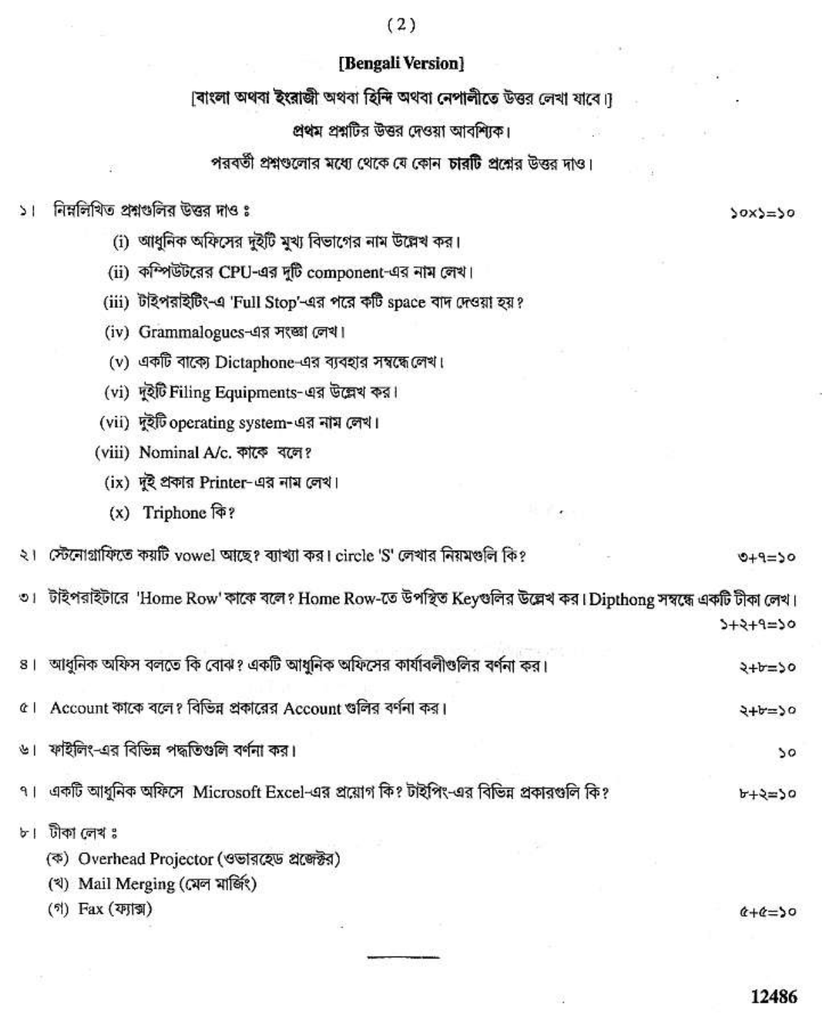**[Bengali Version]**

[বাংলা অথবা ইংরাজী অথবা হিন্দি অথবা নেপালীতে উত্তর লেখা যাবে।]

প্রথম প্রশ্নটির উত্তর দেওয়া আবশ্যিক।

পরবর্তী প্রশ্নগুলোর মধ্যে থেকে যে কোন **চারটি** প্রশ্নের উত্তর দাও।

১। নিম্নলিখিত প্রশ্নগুলির উত্তর দাও : ১০×১=১০

(i) আধুনিক অফিসের দুইটি মুখ্য বিভাগের নাম উল্লেখ কর।

(ii) কম্পিউটরের CPU-এর দুটি component-এর নাম লেখ।

(iii) টাইপরাইটিং-এ 'Full Stop'-এর পরে কটি space বাদ দেওয়া হয়?

(iv) Grammalogues-এর সংজ্ঞা লেখ।

(v) একটি বাক্যে Dictaphone-এর ব্যবহার সম্বন্ধে লেখ।

(vi) দুইটি Filing Equipments-এর উল্লেখ কর।

(vii) দুইটি operating system-এর নাম লেখ।

(viii) Nominal A/c. কাকে বলে?

(ix) দুই প্রকার Printer-এর নাম লেখ।

(x) Triphone কি?

২। স্টেনোগ্রাফিতে কয়টি vowel আছে? ব্যাখ্যা কর। circle 'S' লেখার নিয়মগুলি কি? ৩+৭=১০

৩। টাইপরাইটারে 'Home Row' কাকে বলে? Home Row-তে উপস্থিত Keyগুলির উল্লেখ কর। Dipthong সম্বন্ধে একটি টীকা লেখ। ১+২+৭=১০

৪। আধুনিক অফিস বলতে কি বোঝ? একটি আধুনিক অফিসের কার্যাবলীগুলির বর্ণনা কর। ২+৮=১০

৫। Account কাকে বলে? বিভিন্ন প্রকারের Account গুলির বর্ণনা কর। ২+৮=১০

৬। ফাইলিং-এর বিভিন্ন পদ্ধতিগুলি বর্ণনা কর। ১০

৭। একটি আধুনিক অফিসে Microsoft Excel-এর প্রয়োগ কি? টাইপিং-এর বিভিন্ন প্রকারগুলি কি? ৮+২=১০

৮। টীকা লেখ :

(ক) Overhead Projector (ওভারহেড প্রজেক্টর)

(খ) Mail Merging (মেল মার্জিং)

(গ) Fax (ফ্যাক্স) ৫+৫=১০

12486